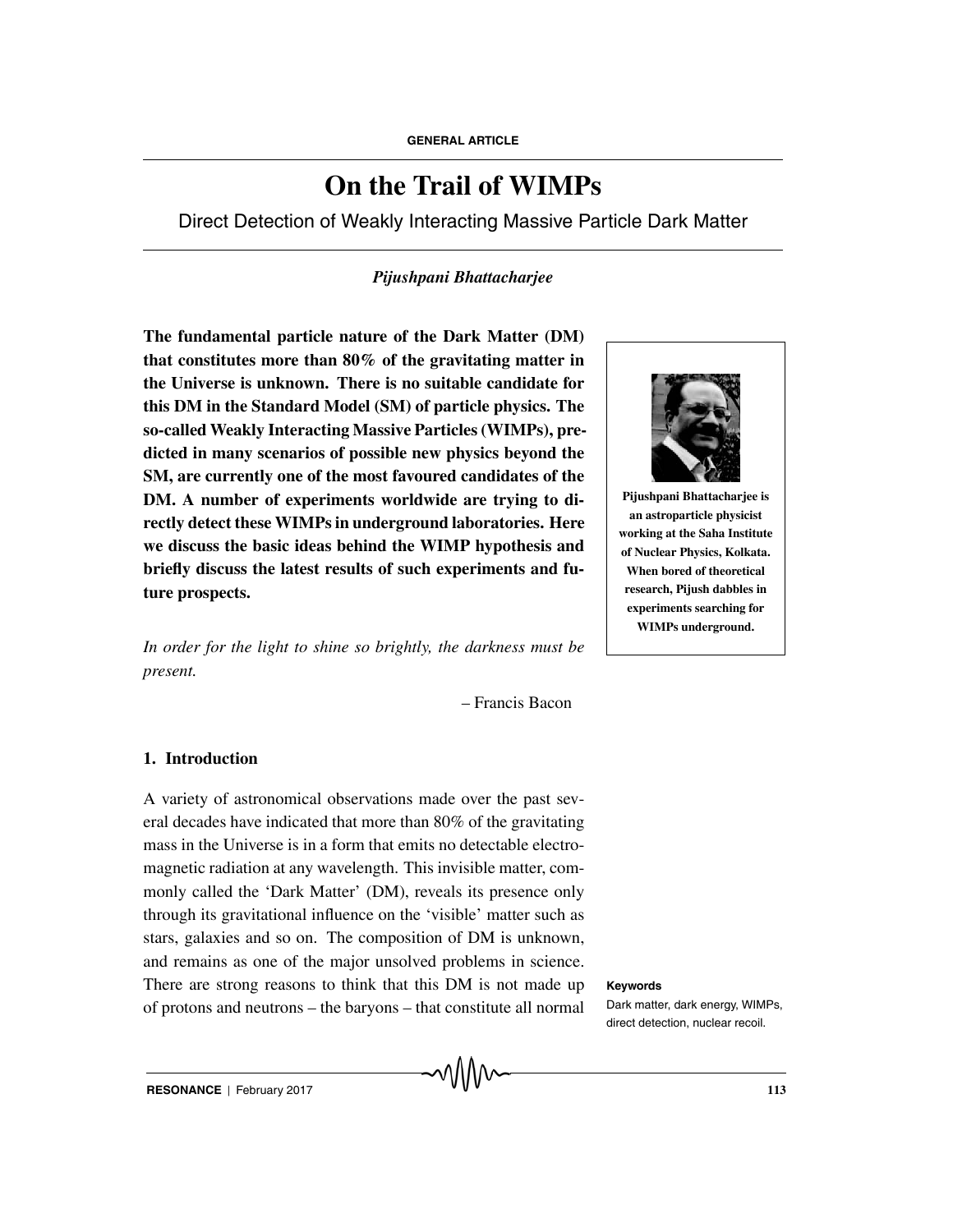GENERAL ARTICLE

# On the Trail of WIMPs

## Direct Detection of Weakly Interacting Massive Particle Dark Matter

*Pijushpani Bhattacharjee*

**The fundamental particle nature of the Dark Matter (DM) that constitutes more than 80% of the gravitating matter in the Universe is unknown. There is no suitable candidate for this DM in the Standard Model (SM) of particle physics. The so-called Weakly Interacting Massive Particles (WIMPs), predicted in many scenarios of possible new physics beyond the SM, are currently one of the most favoured candidates of the DM. A number of experiments worldwide are trying to directly detect these WIMPs in underground laboratories. Here we discuss the basic ideas behind the WIMP hypothesis and briefly discuss the latest results of such experiments and future prospects.**

**Pijushpani Bhattacharjee is an astroparticle physicist working at the Saha Institute of Nuclear Physics, Kolkata. When bored of theoretical research, Pijush dabbles in experiments searching for WIMPs underground.**

*In order for the light to shine so brightly, the darkness must be present.*

– Francis Bacon

### 1. Introduction

A variety of astronomical observations made over the past several decades have indicated that more than 80% of the gravitating mass in the Universe is in a form that emits no detectable electromagnetic radiation at any wavelength. This invisible matter, commonly called the 'Dark Matter' (DM), reveals its presence only through its gravitational influence on the 'visible' matter such as stars, galaxies and so on. The composition of DM is unknown, and remains as one of the major unsolved problems in science. There are strong reasons to think that this DM is not made up of protons and neutrons – the baryons – that constitute all normal

**Keywords**

Dark matter, dark energy, WIMPs, direct detection, nuclear recoil.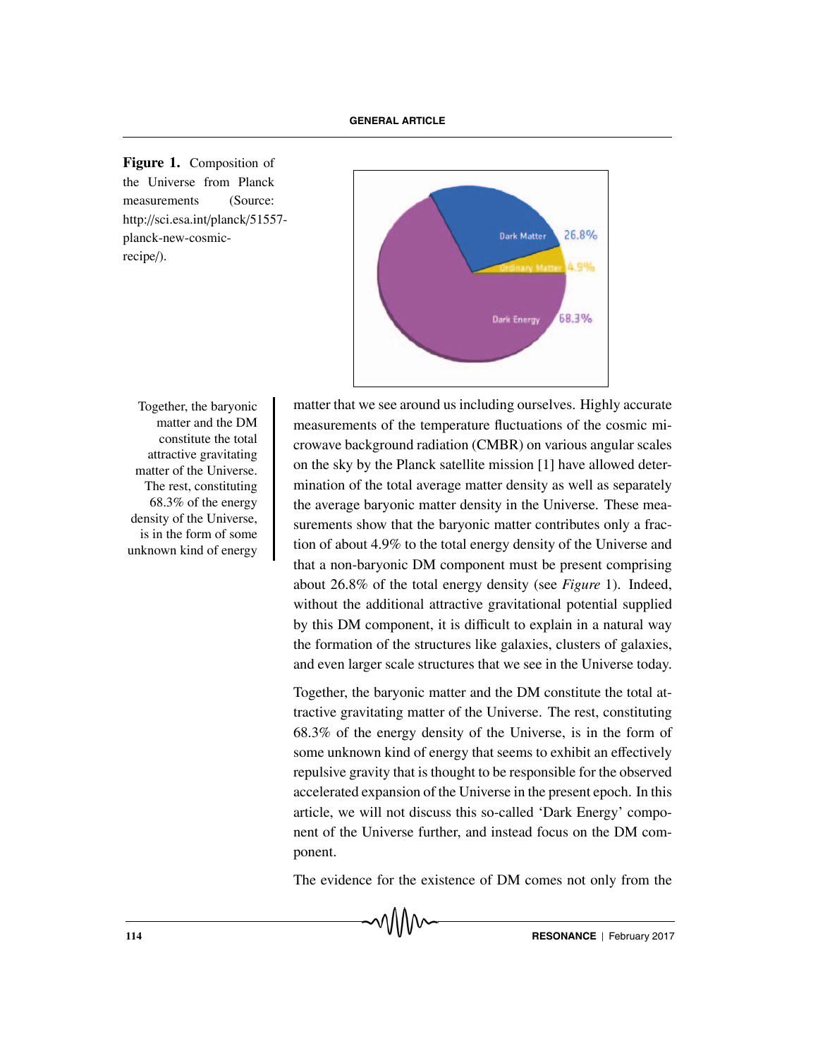**Figure 1.** Composition of the Universe from Planck measurements (Source: http://sci.esa.int/planck/51557-planck-new-cosmic-recipe/).

Together, the baryonic matter and the DM constitute the total attractive gravitating matter of the Universe. The rest, constituting 68.3% of the energy density of the Universe, is in the form of some unknown kind of energy

matter that we see around us including ourselves. Highly accurate measurements of the temperature fluctuations of the cosmic microwave background radiation (CMBR) on various angular scales on the sky by the Planck satellite mission [1] have allowed determination of the total average matter density as well as separately the average baryonic matter density in the Universe. These measurements show that the baryonic matter contributes only a fraction of about 4.9% to the total energy density of the Universe and that a non-baryonic DM component must be present comprising about 26.8% of the total energy density (see *Figure* 1). Indeed, without the additional attractive gravitational potential supplied by this DM component, it is difficult to explain in a natural way the formation of the structures like galaxies, clusters of galaxies, and even larger scale structures that we see in the Universe today.

Together, the baryonic matter and the DM constitute the total attractive gravitating matter of the Universe. The rest, constituting 68.3% of the energy density of the Universe, is in the form of some unknown kind of energy that seems to exhibit an effectively repulsive gravity that is thought to be responsible for the observed accelerated expansion of the Universe in the present epoch. In this article, we will not discuss this so-called 'Dark Energy' component of the Universe further, and instead focus on the DM component.

The evidence for the existence of DM comes not only from the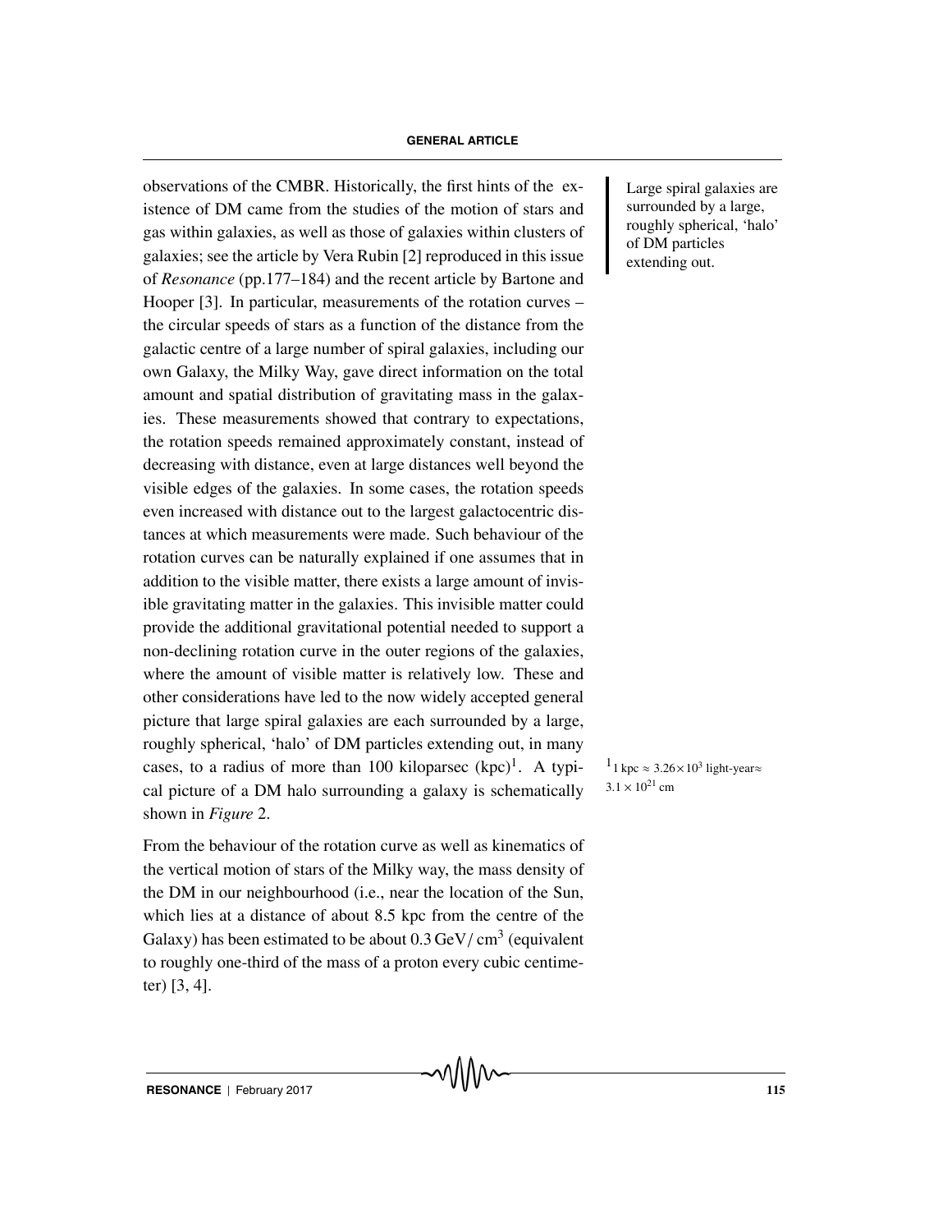observations of the CMBR. Historically, the first hints of the existence of DM came from the studies of the motion of stars and gas within galaxies, as well as those of galaxies within clusters of galaxies; see the article by Vera Rubin [2] reproduced in this issue of *Resonance* (pp.177–184) and the recent article by Bartone and Hooper [3]. In particular, measurements of the rotation curves – the circular speeds of stars as a function of the distance from the galactic centre of a large number of spiral galaxies, including our own Galaxy, the Milky Way, gave direct information on the total amount and spatial distribution of gravitating mass in the galaxies. These measurements showed that contrary to expectations, the rotation speeds remained approximately constant, instead of decreasing with distance, even at large distances well beyond the visible edges of the galaxies. In some cases, the rotation speeds even increased with distance out to the largest galactocentric distances at which measurements were made. Such behaviour of the rotation curves can be naturally explained if one assumes that in addition to the visible matter, there exists a large amount of invisible gravitating matter in the galaxies. This invisible matter could provide the additional gravitational potential needed to support a non-declining rotation curve in the outer regions of the galaxies, where the amount of visible matter is relatively low. These and other considerations have led to the now widely accepted general picture that large spiral galaxies are each surrounded by a large, roughly spherical, 'halo' of DM particles extending out, in many cases, to a radius of more than 100 kiloparsec (kpc)[1]. A typical picture of a DM halo surrounding a galaxy is schematically shown in *Figure* 2.

Large spiral galaxies are surrounded by a large, roughly spherical, 'halo' of DM particles extending out.

[1] 1 kpc $\approx 3.26\times10^{3}$ light-year $\approx 3.1\times10^{21}$ cm

From the behaviour of the rotation curve as well as kinematics of the vertical motion of stars of the Milky way, the mass density of the DM in our neighbourhood (i.e., near the location of the Sun, which lies at a distance of about 8.5 kpc from the centre of the Galaxy) has been estimated to be about $0.3\,\mathrm{GeV/\,cm^3}$ (equivalent to roughly one-third of the mass of a proton every cubic centimeter) [3, 4].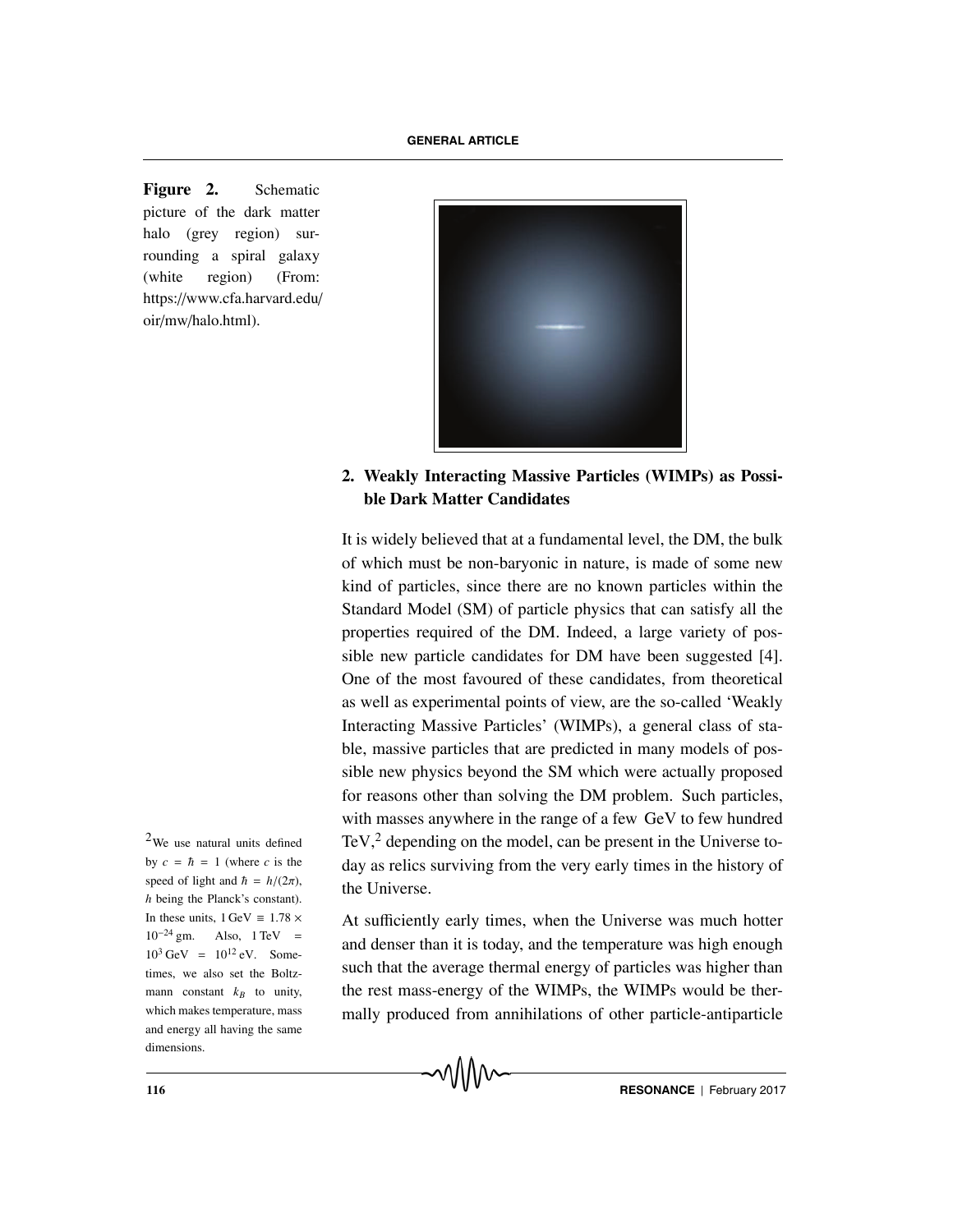**Figure 2.** Schematic picture of the dark matter halo (grey region) surrounding a spiral galaxy (white region) (From: https://www.cfa.harvard.edu/oir/mw/halo.html).

## 2. Weakly Interacting Massive Particles (WIMPs) as Possible Dark Matter Candidates

It is widely believed that at a fundamental level, the DM, the bulk of which must be non-baryonic in nature, is made of some new kind of particles, since there are no known particles within the Standard Model (SM) of particle physics that can satisfy all the properties required of the DM. Indeed, a large variety of possible new particle candidates for DM have been suggested [4]. One of the most favoured of these candidates, from theoretical as well as experimental points of view, are the so-called 'Weakly Interacting Massive Particles' (WIMPs), a general class of stable, massive particles that are predicted in many models of possible new physics beyond the SM which were actually proposed for reasons other than solving the DM problem. Such particles, with masses anywhere in the range of a few GeV to few hundred TeV,[2] depending on the model, can be present in the Universe today as relics surviving from the very early times in the history of the Universe.

[2] We use natural units defined by $c = \hbar = 1$ (where $c$ is the speed of light and $\hbar = h/(2\pi)$, $h$ being the Planck's constant). In these units, $1\,\mathrm{GeV} \equiv 1.78 \times 10^{-24}$ gm. Also, $1\,\mathrm{TeV} = 10^3\,\mathrm{GeV} = 10^{12}\,\mathrm{eV}$. Sometimes, we also set the Boltzmann constant $k_B$ to unity, which makes temperature, mass and energy all having the same dimensions.

At sufficiently early times, when the Universe was much hotter and denser than it is today, and the temperature was high enough such that the average thermal energy of particles was higher than the rest mass-energy of the WIMPs, the WIMPs would be thermally produced from annihilations of other particle-antiparticle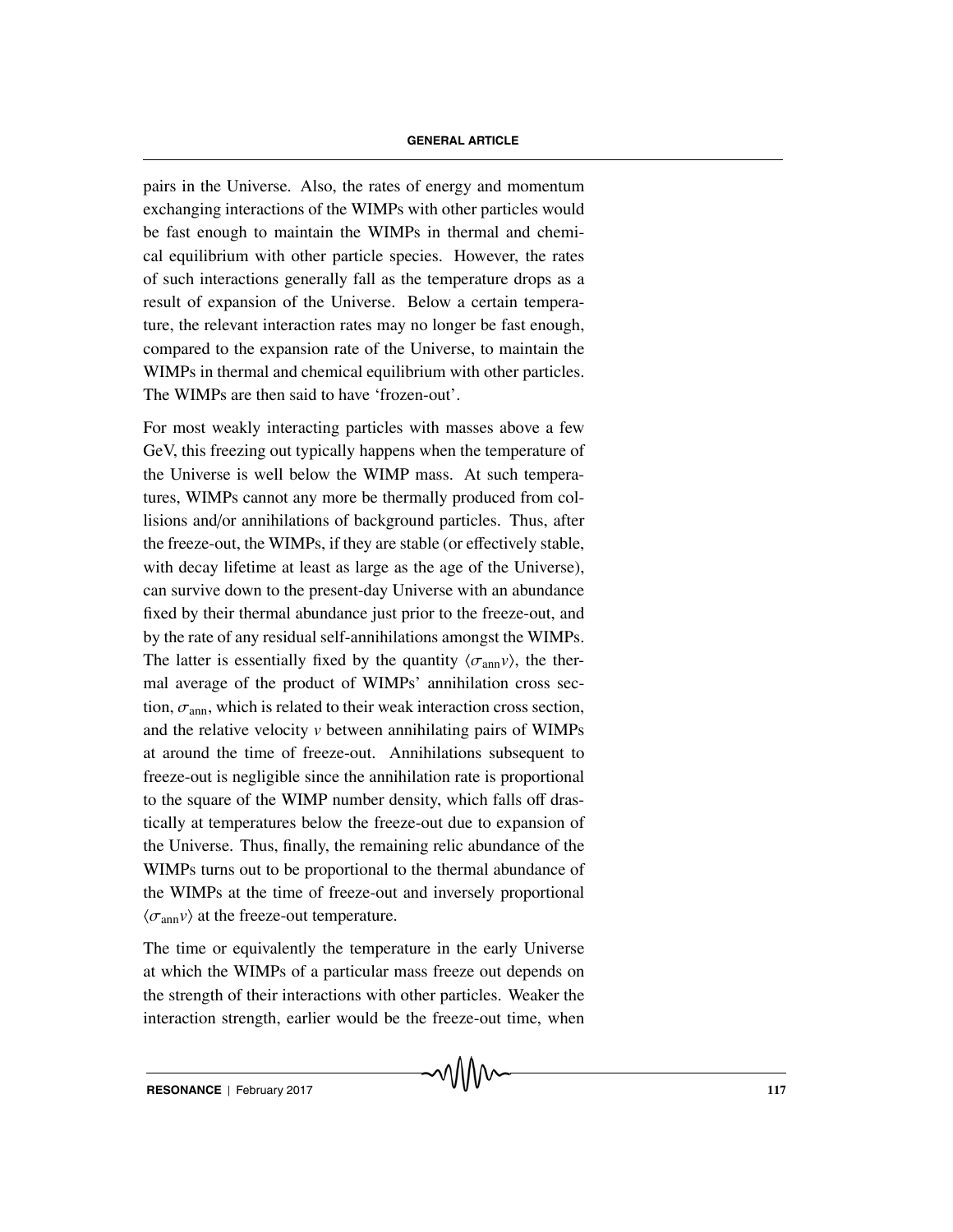pairs in the Universe. Also, the rates of energy and momentum exchanging interactions of the WIMPs with other particles would be fast enough to maintain the WIMPs in thermal and chemical equilibrium with other particle species. However, the rates of such interactions generally fall as the temperature drops as a result of expansion of the Universe. Below a certain temperature, the relevant interaction rates may no longer be fast enough, compared to the expansion rate of the Universe, to maintain the WIMPs in thermal and chemical equilibrium with other particles. The WIMPs are then said to have 'frozen-out'.

For most weakly interacting particles with masses above a few GeV, this freezing out typically happens when the temperature of the Universe is well below the WIMP mass. At such temperatures, WIMPs cannot any more be thermally produced from collisions and/or annihilations of background particles. Thus, after the freeze-out, the WIMPs, if they are stable (or effectively stable, with decay lifetime at least as large as the age of the Universe), can survive down to the present-day Universe with an abundance fixed by their thermal abundance just prior to the freeze-out, and by the rate of any residual self-annihilations amongst the WIMPs. The latter is essentially fixed by the quantity $\langle\sigma_{\rm ann}v\rangle$, the thermal average of the product of WIMPs' annihilation cross section, $\sigma_{\rm ann}$, which is related to their weak interaction cross section, and the relative velocity $v$ between annihilating pairs of WIMPs at around the time of freeze-out. Annihilations subsequent to freeze-out is negligible since the annihilation rate is proportional to the square of the WIMP number density, which falls off drastically at temperatures below the freeze-out due to expansion of the Universe. Thus, finally, the remaining relic abundance of the WIMPs turns out to be proportional to the thermal abundance of the WIMPs at the time of freeze-out and inversely proportional $\langle\sigma_{\rm ann}v\rangle$ at the freeze-out temperature.

The time or equivalently the temperature in the early Universe at which the WIMPs of a particular mass freeze out depends on the strength of their interactions with other particles. Weaker the interaction strength, earlier would be the freeze-out time, when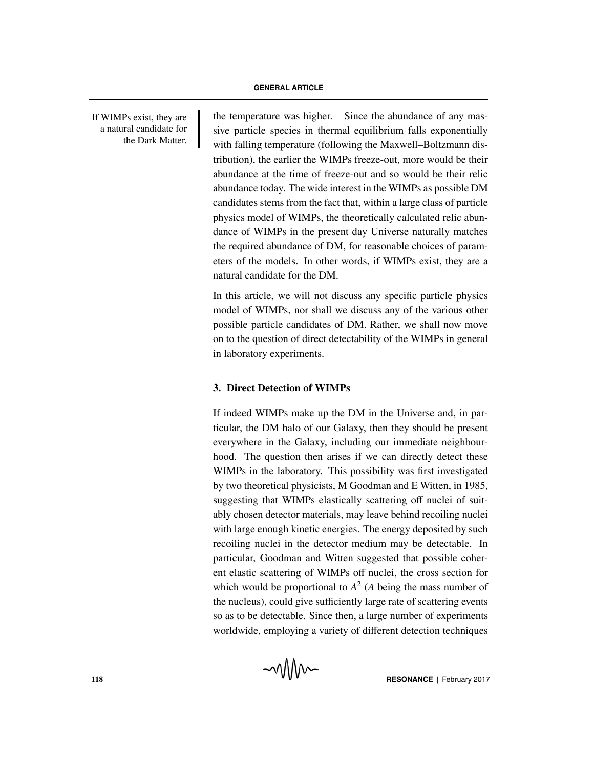If WIMPs exist, they are a natural candidate for the Dark Matter.

the temperature was higher. Since the abundance of any massive particle species in thermal equilibrium falls exponentially with falling temperature (following the Maxwell–Boltzmann distribution), the earlier the WIMPs freeze-out, more would be their abundance at the time of freeze-out and so would be their relic abundance today. The wide interest in the WIMPs as possible DM candidates stems from the fact that, within a large class of particle physics model of WIMPs, the theoretically calculated relic abundance of WIMPs in the present day Universe naturally matches the required abundance of DM, for reasonable choices of parameters of the models. In other words, if WIMPs exist, they are a natural candidate for the DM.

In this article, we will not discuss any specific particle physics model of WIMPs, nor shall we discuss any of the various other possible particle candidates of DM. Rather, we shall now move on to the question of direct detectability of the WIMPs in general in laboratory experiments.

### 3. Direct Detection of WIMPs

If indeed WIMPs make up the DM in the Universe and, in particular, the DM halo of our Galaxy, then they should be present everywhere in the Galaxy, including our immediate neighbourhood. The question then arises if we can directly detect these WIMPs in the laboratory. This possibility was first investigated by two theoretical physicists, M Goodman and E Witten, in 1985, suggesting that WIMPs elastically scattering off nuclei of suitably chosen detector materials, may leave behind recoiling nuclei with large enough kinetic energies. The energy deposited by such recoiling nuclei in the detector medium may be detectable. In particular, Goodman and Witten suggested that possible coherent elastic scattering of WIMPs off nuclei, the cross section for which would be proportional to $A^2$ ($A$ being the mass number of the nucleus), could give sufficiently large rate of scattering events so as to be detectable. Since then, a large number of experiments worldwide, employing a variety of different detection techniques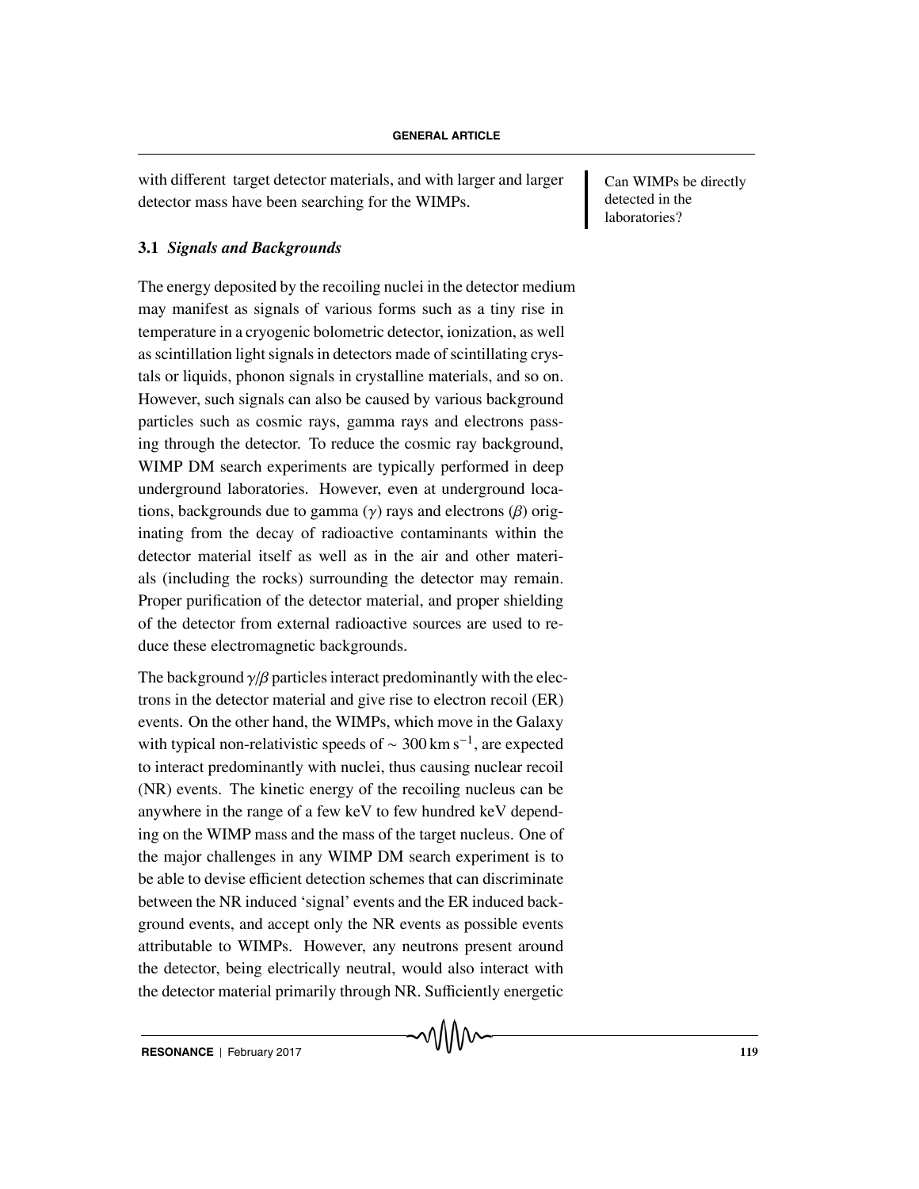with different target detector materials, and with larger and larger detector mass have been searching for the WIMPs.

Can WIMPs be directly detected in the laboratories?

### 3.1 *Signals and Backgrounds*

The energy deposited by the recoiling nuclei in the detector medium may manifest as signals of various forms such as a tiny rise in temperature in a cryogenic bolometric detector, ionization, as well as scintillation light signals in detectors made of scintillating crystals or liquids, phonon signals in crystalline materials, and so on. However, such signals can also be caused by various background particles such as cosmic rays, gamma rays and electrons passing through the detector. To reduce the cosmic ray background, WIMP DM search experiments are typically performed in deep underground laboratories. However, even at underground locations, backgrounds due to gamma ($\gamma$) rays and electrons ($\beta$) originating from the decay of radioactive contaminants within the detector material itself as well as in the air and other materials (including the rocks) surrounding the detector may remain. Proper purification of the detector material, and proper shielding of the detector from external radioactive sources are used to reduce these electromagnetic backgrounds.

The background $\gamma/\beta$ particles interact predominantly with the electrons in the detector material and give rise to electron recoil (ER) events. On the other hand, the WIMPs, which move in the Galaxy with typical non-relativistic speeds of $\sim 300\,\mathrm{km\,s^{-1}}$, are expected to interact predominantly with nuclei, thus causing nuclear recoil (NR) events. The kinetic energy of the recoiling nucleus can be anywhere in the range of a few keV to few hundred keV depending on the WIMP mass and the mass of the target nucleus. One of the major challenges in any WIMP DM search experiment is to be able to devise efficient detection schemes that can discriminate between the NR induced 'signal' events and the ER induced background events, and accept only the NR events as possible events attributable to WIMPs. However, any neutrons present around the detector, being electrically neutral, would also interact with the detector material primarily through NR. Sufficiently energetic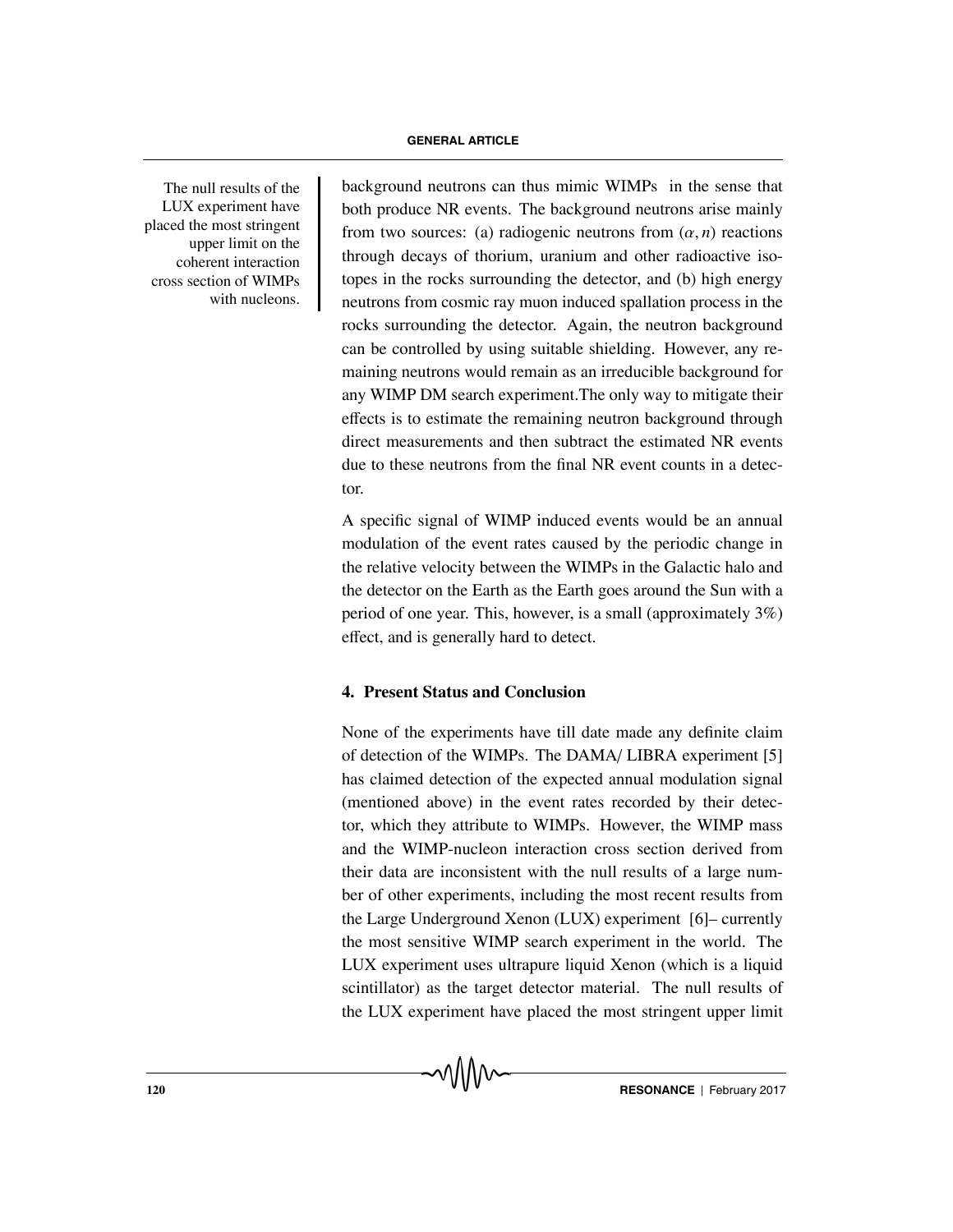background neutrons can thus mimic WIMPs in the sense that both produce NR events. The background neutrons arise mainly from two sources: (a) radiogenic neutrons from $(\alpha, n)$ reactions through decays of thorium, uranium and other radioactive isotopes in the rocks surrounding the detector, and (b) high energy neutrons from cosmic ray muon induced spallation process in the rocks surrounding the detector. Again, the neutron background can be controlled by using suitable shielding. However, any remaining neutrons would remain as an irreducible background for any WIMP DM search experiment.The only way to mitigate their effects is to estimate the remaining neutron background through direct measurements and then subtract the estimated NR events due to these neutrons from the final NR event counts in a detector.

A specific signal of WIMP induced events would be an annual modulation of the event rates caused by the periodic change in the relative velocity between the WIMPs in the Galactic halo and the detector on the Earth as the Earth goes around the Sun with a period of one year. This, however, is a small (approximately 3%) effect, and is generally hard to detect.

## 4. Present Status and Conclusion

None of the experiments have till date made any definite claim of detection of the WIMPs. The DAMA/ LIBRA experiment [5] has claimed detection of the expected annual modulation signal (mentioned above) in the event rates recorded by their detector, which they attribute to WIMPs. However, the WIMP mass and the WIMP-nucleon interaction cross section derived from their data are inconsistent with the null results of a large number of other experiments, including the most recent results from the Large Underground Xenon (LUX) experiment [6]– currently the most sensitive WIMP search experiment in the world. The LUX experiment uses ultrapure liquid Xenon (which is a liquid scintillator) as the target detector material. The null results of the LUX experiment have placed the most stringent upper limit

The null results of the LUX experiment have placed the most stringent upper limit on the coherent interaction cross section of WIMPs with nucleons.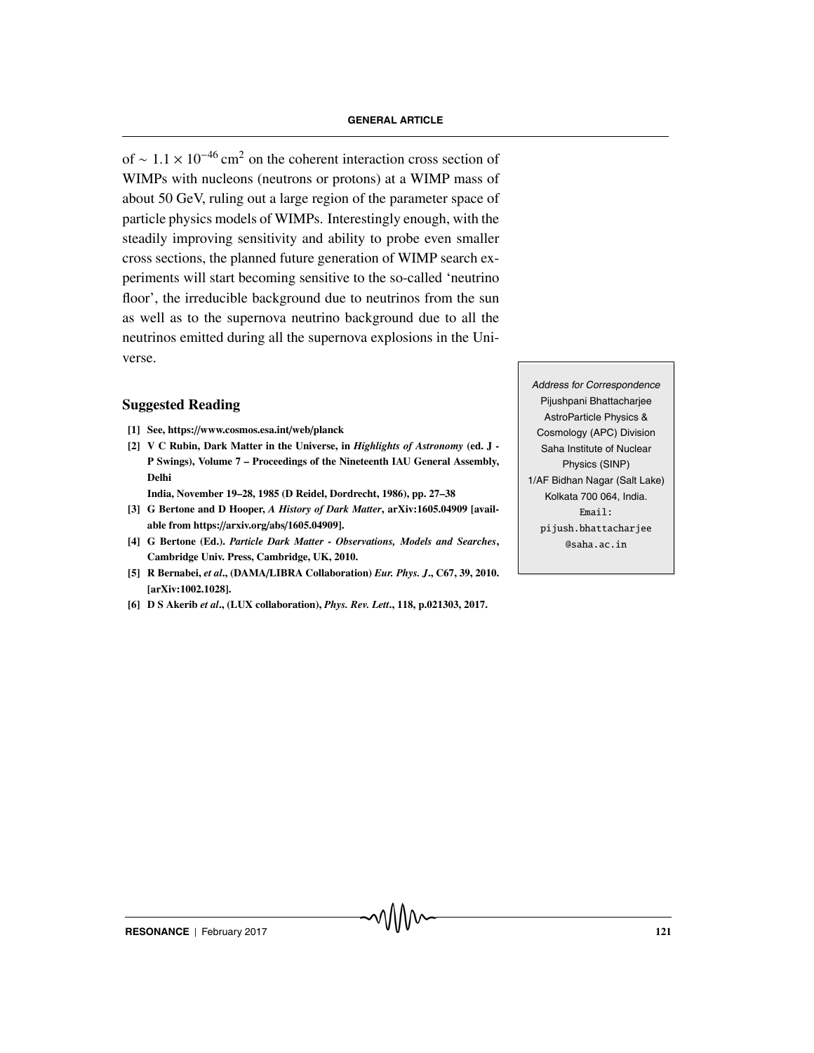of $\sim 1.1 \times 10^{-46}$ cm$^2$ on the coherent interaction cross section of WIMPs with nucleons (neutrons or protons) at a WIMP mass of about 50 GeV, ruling out a large region of the parameter space of particle physics models of WIMPs. Interestingly enough, with the steadily improving sensitivity and ability to probe even smaller cross sections, the planned future generation of WIMP search experiments will start becoming sensitive to the so-called 'neutrino floor', the irreducible background due to neutrinos from the sun as well as to the supernova neutrino background due to all the neutrinos emitted during all the supernova explosions in the Universe.

## Suggested Reading

**[1] See, https://www.cosmos.esa.int/web/planck**

**[2] V C Rubin, Dark Matter in the Universe, in *Highlights of Astronomy* (ed. J - P Swings), Volume 7 – Proceedings of the Nineteenth IAU General Assembly, Delhi India, November 19–28, 1985 (D Reidel, Dordrecht, 1986), pp. 27–38**

**[3] G Bertone and D Hooper, *A History of Dark Matter*, arXiv:1605.04909 [available from https://arxiv.org/abs/1605.04909].**

**[4] G Bertone (Ed.). *Particle Dark Matter - Observations, Models and Searches*, Cambridge Univ. Press, Cambridge, UK, 2010.**

**[5] R Bernabei, *et al*., (DAMA/LIBRA Collaboration) *Eur. Phys. J*., C67, 39, 2010. [arXiv:1002.1028].**

**[6] D S Akerib *et al*., (LUX collaboration), *Phys. Rev. Lett*., 118, p.021303, 2017.**

*Address for Correspondence*
Pijushpani Bhattacharjee
AstroParticle Physics & Cosmology (APC) Division
Saha Institute of Nuclear Physics (SINP)
1/AF Bidhan Nagar (Salt Lake)
Kolkata 700 064, India.
Email:
pijush.bhattacharjee@saha.ac.in